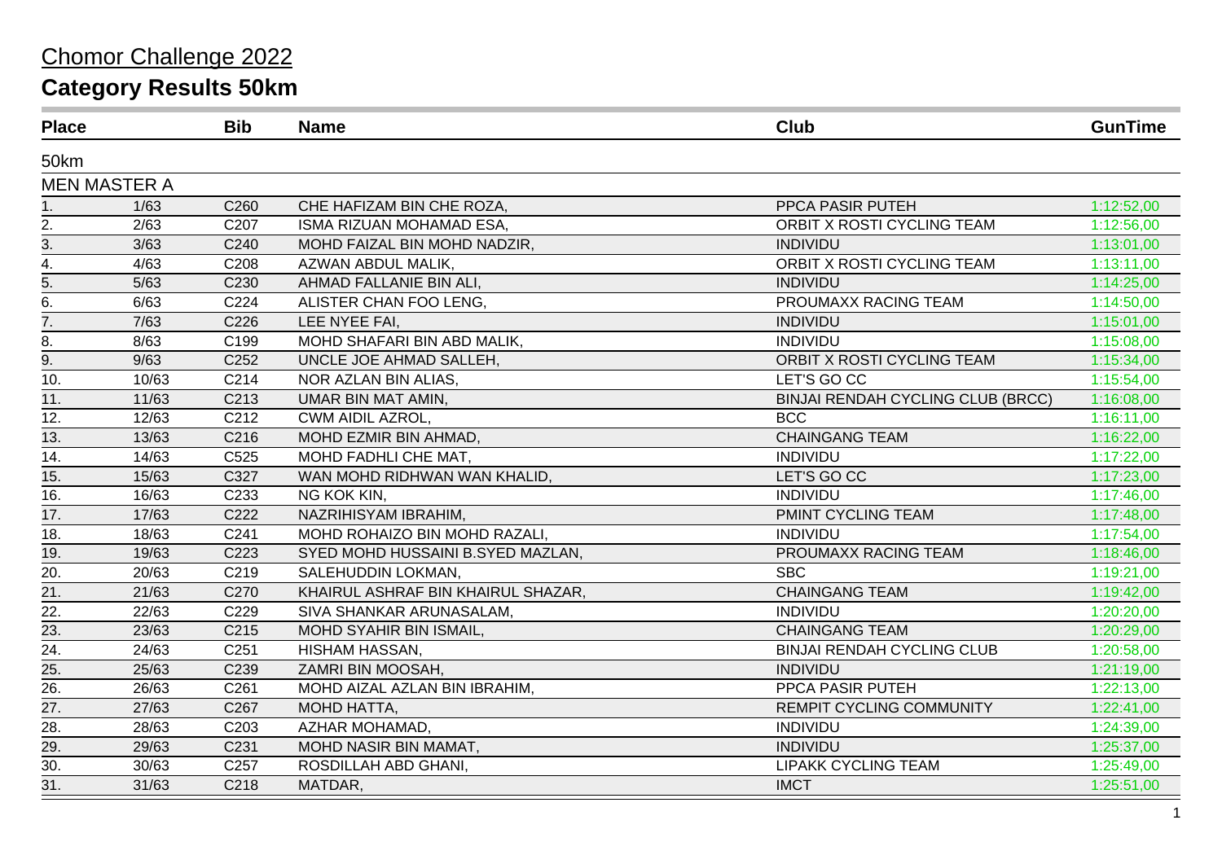# Chomor Challenge 2022

## Category Results 50km

| Place | | Bib | Name | Club | GunTime |
|---|---|---|---|---|---|
| 50km | | | | | |
| MEN MASTER A | | | | | |
| 1. | 1/63 | C260 | CHE HAFIZAM BIN CHE ROZA, | PPCA PASIR PUTEH | 1:12:52,00 |
| 2. | 2/63 | C207 | ISMA RIZUAN MOHAMAD ESA, | ORBIT X ROSTI CYCLING TEAM | 1:12:56,00 |
| 3. | 3/63 | C240 | MOHD FAIZAL BIN MOHD NADZIR, | INDIVIDU | 1:13:01,00 |
| 4. | 4/63 | C208 | AZWAN ABDUL MALIK, | ORBIT X ROSTI CYCLING TEAM | 1:13:11,00 |
| 5. | 5/63 | C230 | AHMAD FALLANIE BIN ALI, | INDIVIDU | 1:14:25,00 |
| 6. | 6/63 | C224 | ALISTER CHAN FOO LENG, | PROUMAXX RACING TEAM | 1:14:50,00 |
| 7. | 7/63 | C226 | LEE NYEE FAI, | INDIVIDU | 1:15:01,00 |
| 8. | 8/63 | C199 | MOHD SHAFARI BIN ABD MALIK, | INDIVIDU | 1:15:08,00 |
| 9. | 9/63 | C252 | UNCLE JOE AHMAD SALLEH, | ORBIT X ROSTI CYCLING TEAM | 1:15:34,00 |
| 10. | 10/63 | C214 | NOR AZLAN BIN ALIAS, | LET'S GO CC | 1:15:54,00 |
| 11. | 11/63 | C213 | UMAR BIN MAT AMIN, | BINJAI RENDAH CYCLING CLUB (BRCC) | 1:16:08,00 |
| 12. | 12/63 | C212 | CWM AIDIL AZROL, | BCC | 1:16:11,00 |
| 13. | 13/63 | C216 | MOHD EZMIR BIN AHMAD, | CHAINGANG TEAM | 1:16:22,00 |
| 14. | 14/63 | C525 | MOHD FADHLI CHE MAT, | INDIVIDU | 1:17:22,00 |
| 15. | 15/63 | C327 | WAN MOHD RIDHWAN WAN KHALID, | LET'S GO CC | 1:17:23,00 |
| 16. | 16/63 | C233 | NG KOK KIN, | INDIVIDU | 1:17:46,00 |
| 17. | 17/63 | C222 | NAZRIHISYAM IBRAHIM, | PMINT CYCLING TEAM | 1:17:48,00 |
| 18. | 18/63 | C241 | MOHD ROHAIZO BIN MOHD RAZALI, | INDIVIDU | 1:17:54,00 |
| 19. | 19/63 | C223 | SYED MOHD HUSSAINI B.SYED MAZLAN, | PROUMAXX RACING TEAM | 1:18:46,00 |
| 20. | 20/63 | C219 | SALEHUDDIN LOKMAN, | SBC | 1:19:21,00 |
| 21. | 21/63 | C270 | KHAIRUL ASHRAF BIN KHAIRUL SHAZAR, | CHAINGANG TEAM | 1:19:42,00 |
| 22. | 22/63 | C229 | SIVA SHANKAR ARUNASALAM, | INDIVIDU | 1:20:20,00 |
| 23. | 23/63 | C215 | MOHD SYAHIR BIN ISMAIL, | CHAINGANG TEAM | 1:20:29,00 |
| 24. | 24/63 | C251 | HISHAM HASSAN, | BINJAI RENDAH CYCLING CLUB | 1:20:58,00 |
| 25. | 25/63 | C239 | ZAMRI BIN MOOSAH, | INDIVIDU | 1:21:19,00 |
| 26. | 26/63 | C261 | MOHD AIZAL AZLAN BIN IBRAHIM, | PPCA PASIR PUTEH | 1:22:13,00 |
| 27. | 27/63 | C267 | MOHD HATTA, | REMPIT CYCLING COMMUNITY | 1:22:41,00 |
| 28. | 28/63 | C203 | AZHAR MOHAMAD, | INDIVIDU | 1:24:39,00 |
| 29. | 29/63 | C231 | MOHD NASIR BIN MAMAT, | INDIVIDU | 1:25:37,00 |
| 30. | 30/63 | C257 | ROSDILLAH ABD GHANI, | LIPAKK CYCLING TEAM | 1:25:49,00 |
| 31. | 31/63 | C218 | MATDAR, | IMCT | 1:25:51,00 |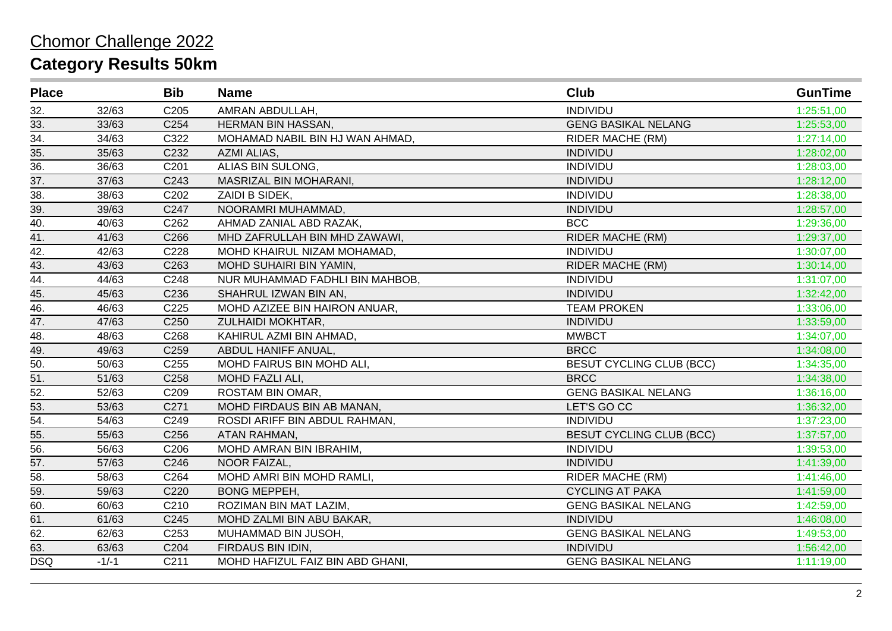# Chomor Challenge 2022

## Category Results 50km

| Place | | Bib | Name | Club | GunTime |
|---|---|---|---|---|---|
| 32. | 32/63 | C205 | AMRAN ABDULLAH, | INDIVIDU | 1:25:51,00 |
| 33. | 33/63 | C254 | HERMAN BIN HASSAN, | GENG BASIKAL NELANG | 1:25:53,00 |
| 34. | 34/63 | C322 | MOHAMAD NABIL BIN HJ WAN AHMAD, | RIDER MACHE (RM) | 1:27:14,00 |
| 35. | 35/63 | C232 | AZMI ALIAS, | INDIVIDU | 1:28:02,00 |
| 36. | 36/63 | C201 | ALIAS BIN SULONG, | INDIVIDU | 1:28:03,00 |
| 37. | 37/63 | C243 | MASRIZAL BIN MOHARANI, | INDIVIDU | 1:28:12,00 |
| 38. | 38/63 | C202 | ZAIDI B SIDEK, | INDIVIDU | 1:28:38,00 |
| 39. | 39/63 | C247 | NOORAMRI MUHAMMAD, | INDIVIDU | 1:28:57,00 |
| 40. | 40/63 | C262 | AHMAD ZANIAL ABD RAZAK, | BCC | 1:29:36,00 |
| 41. | 41/63 | C266 | MHD ZAFRULLAH BIN MHD ZAWAWI, | RIDER MACHE (RM) | 1:29:37,00 |
| 42. | 42/63 | C228 | MOHD KHAIRUL NIZAM MOHAMAD, | INDIVIDU | 1:30:07,00 |
| 43. | 43/63 | C263 | MOHD SUHAIRI BIN YAMIN, | RIDER MACHE (RM) | 1:30:14,00 |
| 44. | 44/63 | C248 | NUR MUHAMMAD FADHLI BIN MAHBOB, | INDIVIDU | 1:31:07,00 |
| 45. | 45/63 | C236 | SHAHRUL IZWAN BIN AN, | INDIVIDU | 1:32:42,00 |
| 46. | 46/63 | C225 | MOHD AZIZEE BIN HAIRON ANUAR, | TEAM PROKEN | 1:33:06,00 |
| 47. | 47/63 | C250 | ZULHAIDI MOKHTAR, | INDIVIDU | 1:33:59,00 |
| 48. | 48/63 | C268 | KAHIRUL AZMI BIN AHMAD, | MWBCT | 1:34:07,00 |
| 49. | 49/63 | C259 | ABDUL HANIFF ANUAL, | BRCC | 1:34:08,00 |
| 50. | 50/63 | C255 | MOHD FAIRUS BIN MOHD ALI, | BESUT CYCLING CLUB (BCC) | 1:34:35,00 |
| 51. | 51/63 | C258 | MOHD FAZLI ALI, | BRCC | 1:34:38,00 |
| 52. | 52/63 | C209 | ROSTAM BIN OMAR, | GENG BASIKAL NELANG | 1:36:16,00 |
| 53. | 53/63 | C271 | MOHD FIRDAUS BIN AB MANAN, | LET'S GO CC | 1:36:32,00 |
| 54. | 54/63 | C249 | ROSDI ARIFF BIN ABDUL RAHMAN, | INDIVIDU | 1:37:23,00 |
| 55. | 55/63 | C256 | ATAN RAHMAN, | BESUT CYCLING CLUB (BCC) | 1:37:57,00 |
| 56. | 56/63 | C206 | MOHD AMRAN BIN IBRAHIM, | INDIVIDU | 1:39:53,00 |
| 57. | 57/63 | C246 | NOOR FAIZAL, | INDIVIDU | 1:41:39,00 |
| 58. | 58/63 | C264 | MOHD AMRI BIN MOHD RAMLI, | RIDER MACHE (RM) | 1:41:46,00 |
| 59. | 59/63 | C220 | BONG MEPPEH, | CYCLING AT PAKA | 1:41:59,00 |
| 60. | 60/63 | C210 | ROZIMAN BIN MAT LAZIM, | GENG BASIKAL NELANG | 1:42:59,00 |
| 61. | 61/63 | C245 | MOHD ZALMI BIN ABU BAKAR, | INDIVIDU | 1:46:08,00 |
| 62. | 62/63 | C253 | MUHAMMAD BIN JUSOH, | GENG BASIKAL NELANG | 1:49:53,00 |
| 63. | 63/63 | C204 | FIRDAUS BIN IDIN, | INDIVIDU | 1:56:42,00 |
| DSQ | -1/-1 | C211 | MOHD HAFIZUL FAIZ BIN ABD GHANI, | GENG BASIKAL NELANG | 1:11:19,00 |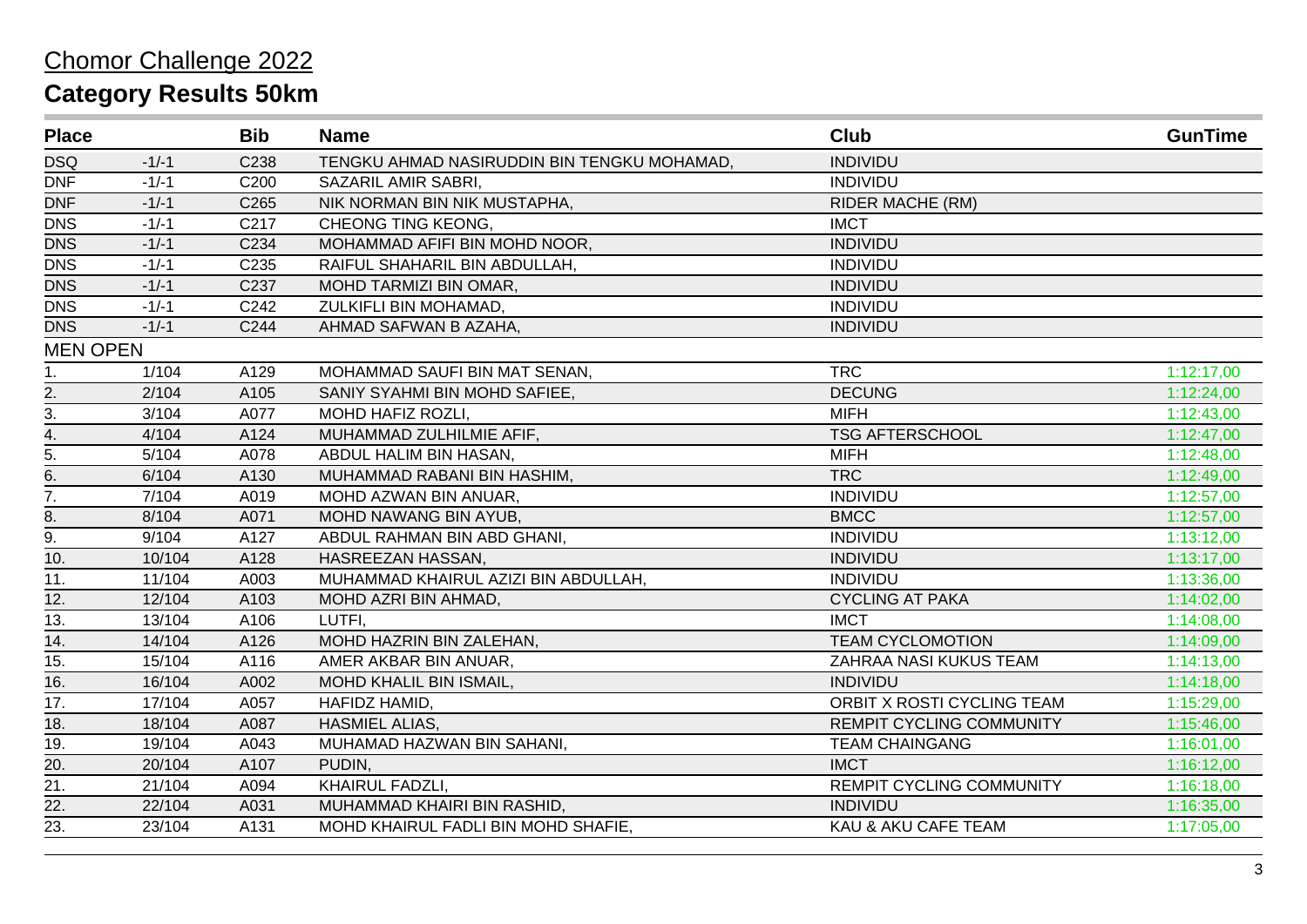# Chomor Challenge 2022

## Category Results 50km

| Place | | Bib | Name | Club | GunTime |
|---|---|---|---|---|---|
| DSQ | -1/-1 | C238 | TENGKU AHMAD NASIRUDDIN BIN TENGKU MOHAMAD, | INDIVIDU | |
| DNF | -1/-1 | C200 | SAZARIL AMIR SABRI, | INDIVIDU | |
| DNF | -1/-1 | C265 | NIK NORMAN BIN NIK MUSTAPHA, | RIDER MACHE (RM) | |
| DNS | -1/-1 | C217 | CHEONG TING KEONG, | IMCT | |
| DNS | -1/-1 | C234 | MOHAMMAD AFIFI BIN MOHD NOOR, | INDIVIDU | |
| DNS | -1/-1 | C235 | RAIFUL SHAHARIL BIN ABDULLAH, | INDIVIDU | |
| DNS | -1/-1 | C237 | MOHD TARMIZI BIN OMAR, | INDIVIDU | |
| DNS | -1/-1 | C242 | ZULKIFLI BIN MOHAMAD, | INDIVIDU | |
| DNS | -1/-1 | C244 | AHMAD SAFWAN B AZAHA, | INDIVIDU | |
| MEN OPEN | | | | | |
| 1. | 1/104 | A129 | MOHAMMAD SAUFI BIN MAT SENAN, | TRC | 1:12:17,00 |
| 2. | 2/104 | A105 | SANIY SYAHMI BIN MOHD SAFIEE, | DECUNG | 1:12:24,00 |
| 3. | 3/104 | A077 | MOHD HAFIZ ROZLI, | MIFH | 1:12:43,00 |
| 4. | 4/104 | A124 | MUHAMMAD ZULHILMIE AFIF, | TSG AFTERSCHOOL | 1:12:47,00 |
| 5. | 5/104 | A078 | ABDUL HALIM BIN HASAN, | MIFH | 1:12:48,00 |
| 6. | 6/104 | A130 | MUHAMMAD RABANI BIN HASHIM, | TRC | 1:12:49,00 |
| 7. | 7/104 | A019 | MOHD AZWAN BIN ANUAR, | INDIVIDU | 1:12:57,00 |
| 8. | 8/104 | A071 | MOHD NAWANG BIN AYUB, | BMCC | 1:12:57,00 |
| 9. | 9/104 | A127 | ABDUL RAHMAN BIN ABD GHANI, | INDIVIDU | 1:13:12,00 |
| 10. | 10/104 | A128 | HASREEZAN HASSAN, | INDIVIDU | 1:13:17,00 |
| 11. | 11/104 | A003 | MUHAMMAD KHAIRUL AZIZI BIN ABDULLAH, | INDIVIDU | 1:13:36,00 |
| 12. | 12/104 | A103 | MOHD AZRI BIN AHMAD, | CYCLING AT PAKA | 1:14:02,00 |
| 13. | 13/104 | A106 | LUTFI, | IMCT | 1:14:08,00 |
| 14. | 14/104 | A126 | MOHD HAZRIN BIN ZALEHAN, | TEAM CYCLOMOTION | 1:14:09,00 |
| 15. | 15/104 | A116 | AMER AKBAR BIN ANUAR, | ZAHRAA NASI KUKUS TEAM | 1:14:13,00 |
| 16. | 16/104 | A002 | MOHD KHALIL BIN ISMAIL, | INDIVIDU | 1:14:18,00 |
| 17. | 17/104 | A057 | HAFIDZ HAMID, | ORBIT X ROSTI CYCLING TEAM | 1:15:29,00 |
| 18. | 18/104 | A087 | HASMIEL ALIAS, | REMPIT CYCLING COMMUNITY | 1:15:46,00 |
| 19. | 19/104 | A043 | MUHAMAD HAZWAN BIN SAHANI, | TEAM CHAINGANG | 1:16:01,00 |
| 20. | 20/104 | A107 | PUDIN, | IMCT | 1:16:12,00 |
| 21. | 21/104 | A094 | KHAIRUL FADZLI, | REMPIT CYCLING COMMUNITY | 1:16:18,00 |
| 22. | 22/104 | A031 | MUHAMMAD KHAIRI BIN RASHID, | INDIVIDU | 1:16:35,00 |
| 23. | 23/104 | A131 | MOHD KHAIRUL FADLI BIN MOHD SHAFIE, | KAU & AKU CAFE TEAM | 1:17:05,00 |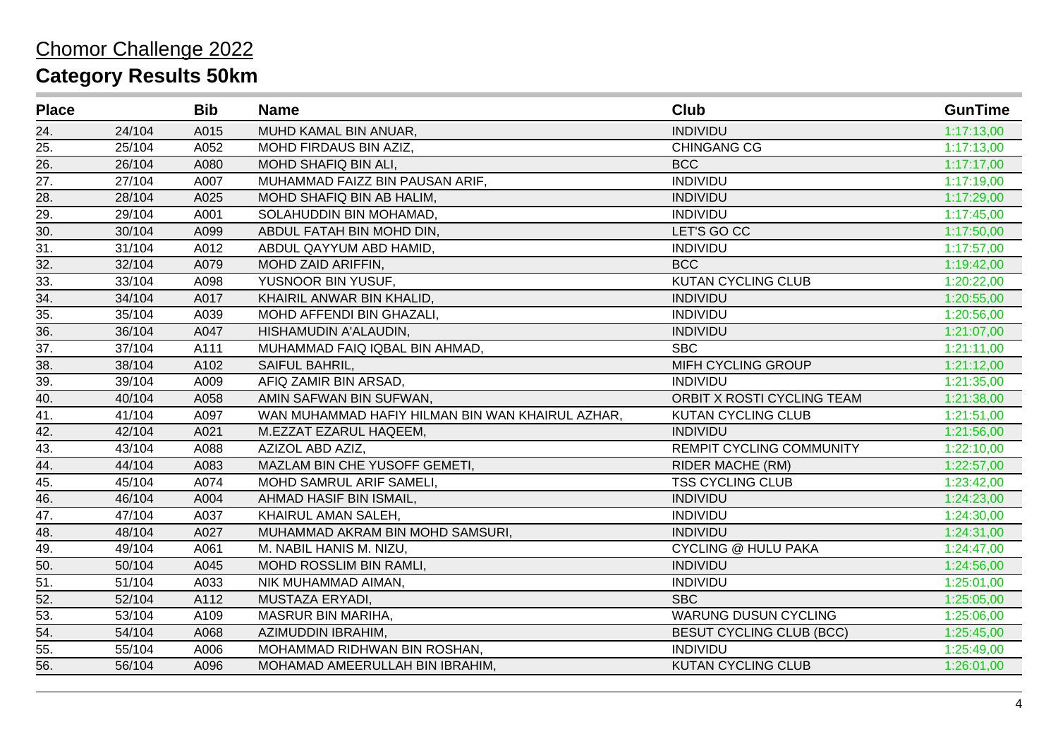# Chomor Challenge 2022

## Category Results 50km

| Place | | Bib | Name | Club | GunTime |
|---|---|---|---|---|---|
| 24. | 24/104 | A015 | MUHD KAMAL BIN ANUAR, | INDIVIDU | 1:17:13,00 |
| 25. | 25/104 | A052 | MOHD FIRDAUS BIN AZIZ, | CHINGANG CG | 1:17:13,00 |
| 26. | 26/104 | A080 | MOHD SHAFIQ BIN ALI, | BCC | 1:17:17,00 |
| 27. | 27/104 | A007 | MUHAMMAD FAIZZ BIN PAUSAN ARIF, | INDIVIDU | 1:17:19,00 |
| 28. | 28/104 | A025 | MOHD SHAFIQ BIN AB HALIM, | INDIVIDU | 1:17:29,00 |
| 29. | 29/104 | A001 | SOLAHUDDIN BIN MOHAMAD, | INDIVIDU | 1:17:45,00 |
| 30. | 30/104 | A099 | ABDUL FATAH BIN MOHD DIN, | LET'S GO CC | 1:17:50,00 |
| 31. | 31/104 | A012 | ABDUL QAYYUM ABD HAMID, | INDIVIDU | 1:17:57,00 |
| 32. | 32/104 | A079 | MOHD ZAID ARIFFIN, | BCC | 1:19:42,00 |
| 33. | 33/104 | A098 | YUSNOOR BIN YUSUF, | KUTAN CYCLING CLUB | 1:20:22,00 |
| 34. | 34/104 | A017 | KHAIRIL ANWAR BIN KHALID, | INDIVIDU | 1:20:55,00 |
| 35. | 35/104 | A039 | MOHD AFFENDI BIN GHAZALI, | INDIVIDU | 1:20:56,00 |
| 36. | 36/104 | A047 | HISHAMUDIN A'ALAUDIN, | INDIVIDU | 1:21:07,00 |
| 37. | 37/104 | A111 | MUHAMMAD FAIQ IQBAL BIN AHMAD, | SBC | 1:21:11,00 |
| 38. | 38/104 | A102 | SAIFUL BAHRIL, | MIFH CYCLING GROUP | 1:21:12,00 |
| 39. | 39/104 | A009 | AFIQ ZAMIR BIN ARSAD, | INDIVIDU | 1:21:35,00 |
| 40. | 40/104 | A058 | AMIN SAFWAN BIN SUFWAN, | ORBIT X ROSTI CYCLING TEAM | 1:21:38,00 |
| 41. | 41/104 | A097 | WAN MUHAMMAD HAFIY HILMAN BIN WAN KHAIRUL AZHAR, | KUTAN CYCLING CLUB | 1:21:51,00 |
| 42. | 42/104 | A021 | M.EZZAT EZARUL HAQEEM, | INDIVIDU | 1:21:56,00 |
| 43. | 43/104 | A088 | AZIZOL ABD AZIZ, | REMPIT CYCLING COMMUNITY | 1:22:10,00 |
| 44. | 44/104 | A083 | MAZLAM BIN CHE YUSOFF GEMETI, | RIDER MACHE (RM) | 1:22:57,00 |
| 45. | 45/104 | A074 | MOHD SAMRUL ARIF SAMELI, | TSS CYCLING CLUB | 1:23:42,00 |
| 46. | 46/104 | A004 | AHMAD HASIF BIN ISMAIL, | INDIVIDU | 1:24:23,00 |
| 47. | 47/104 | A037 | KHAIRUL AMAN SALEH, | INDIVIDU | 1:24:30,00 |
| 48. | 48/104 | A027 | MUHAMMAD AKRAM BIN MOHD SAMSURI, | INDIVIDU | 1:24:31,00 |
| 49. | 49/104 | A061 | M. NABIL HANIS M. NIZU, | CYCLING @ HULU PAKA | 1:24:47,00 |
| 50. | 50/104 | A045 | MOHD ROSSLIM BIN RAMLI, | INDIVIDU | 1:24:56,00 |
| 51. | 51/104 | A033 | NIK MUHAMMAD AIMAN, | INDIVIDU | 1:25:01,00 |
| 52. | 52/104 | A112 | MUSTAZA ERYADI, | SBC | 1:25:05,00 |
| 53. | 53/104 | A109 | MASRUR BIN MARIHA, | WARUNG DUSUN CYCLING | 1:25:06,00 |
| 54. | 54/104 | A068 | AZIMUDDIN IBRAHIM, | BESUT CYCLING CLUB (BCC) | 1:25:45,00 |
| 55. | 55/104 | A006 | MOHAMMAD RIDHWAN BIN ROSHAN, | INDIVIDU | 1:25:49,00 |
| 56. | 56/104 | A096 | MOHAMAD AMEERULLAH BIN IBRAHIM, | KUTAN CYCLING CLUB | 1:26:01,00 |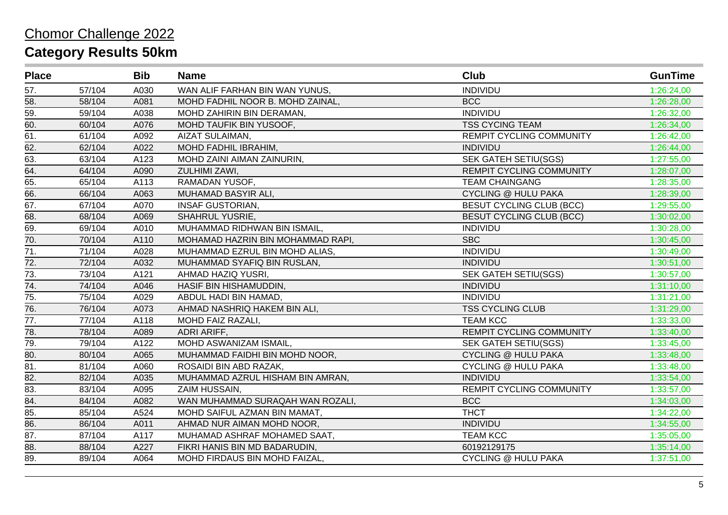# Chomor Challenge 2022

## Category Results 50km

| Place | | Bib | Name | Club | GunTime |
|---|---|---|---|---|---|
| 57. | 57/104 | A030 | WAN ALIF FARHAN BIN WAN YUNUS, | INDIVIDU | 1:26:24,00 |
| 58. | 58/104 | A081 | MOHD FADHIL NOOR B. MOHD ZAINAL, | BCC | 1:26:28,00 |
| 59. | 59/104 | A038 | MOHD ZAHIRIN BIN DERAMAN, | INDIVIDU | 1:26:32,00 |
| 60. | 60/104 | A076 | MOHD TAUFIK BIN YUSOOF, | TSS CYCING TEAM | 1:26:34,00 |
| 61. | 61/104 | A092 | AIZAT SULAIMAN, | REMPIT CYCLING COMMUNITY | 1:26:42,00 |
| 62. | 62/104 | A022 | MOHD FADHIL IBRAHIM, | INDIVIDU | 1:26:44,00 |
| 63. | 63/104 | A123 | MOHD ZAINI AIMAN ZAINURIN, | SEK GATEH SETIU(SGS) | 1:27:55,00 |
| 64. | 64/104 | A090 | ZULHIMI ZAWI, | REMPIT CYCLING COMMUNITY | 1:28:07,00 |
| 65. | 65/104 | A113 | RAMADAN YUSOF, | TEAM CHAINGANG | 1:28:35,00 |
| 66. | 66/104 | A063 | MUHAMAD BASYIR ALI, | CYCLING @ HULU PAKA | 1:28:39,00 |
| 67. | 67/104 | A070 | INSAF GUSTORIAN, | BESUT CYCLING CLUB (BCC) | 1:29:55,00 |
| 68. | 68/104 | A069 | SHAHRUL YUSRIE, | BESUT CYCLING CLUB (BCC) | 1:30:02,00 |
| 69. | 69/104 | A010 | MUHAMMAD RIDHWAN BIN ISMAIL, | INDIVIDU | 1:30:28,00 |
| 70. | 70/104 | A110 | MOHAMAD HAZRIN BIN MOHAMMAD RAPI, | SBC | 1:30:45,00 |
| 71. | 71/104 | A028 | MUHAMMAD EZRUL BIN MOHD ALIAS, | INDIVIDU | 1:30:49,00 |
| 72. | 72/104 | A032 | MUHAMMAD SYAFIQ BIN RUSLAN, | INDIVIDU | 1:30:51,00 |
| 73. | 73/104 | A121 | AHMAD HAZIQ YUSRI, | SEK GATEH SETIU(SGS) | 1:30:57,00 |
| 74. | 74/104 | A046 | HASIF BIN HISHAMUDDIN, | INDIVIDU | 1:31:10,00 |
| 75. | 75/104 | A029 | ABDUL HADI BIN HAMAD, | INDIVIDU | 1:31:21,00 |
| 76. | 76/104 | A073 | AHMAD NASHRIQ HAKEM BIN ALI, | TSS CYCLING CLUB | 1:31:29,00 |
| 77. | 77/104 | A118 | MOHD FAIZ RAZALI, | TEAM KCC | 1:33:33,00 |
| 78. | 78/104 | A089 | ADRI ARIFF, | REMPIT CYCLING COMMUNITY | 1:33:40,00 |
| 79. | 79/104 | A122 | MOHD ASWANIZAM ISMAIL, | SEK GATEH SETIU(SGS) | 1:33:45,00 |
| 80. | 80/104 | A065 | MUHAMMAD FAIDHI BIN MOHD NOOR, | CYCLING @ HULU PAKA | 1:33:48,00 |
| 81. | 81/104 | A060 | ROSAIDI BIN ABD RAZAK, | CYCLING @ HULU PAKA | 1:33:48,00 |
| 82. | 82/104 | A035 | MUHAMMAD AZRUL HISHAM BIN AMRAN, | INDIVIDU | 1:33:54,00 |
| 83. | 83/104 | A095 | ZAIM HUSSAIN, | REMPIT CYCLING COMMUNITY | 1:33:57,00 |
| 84. | 84/104 | A082 | WAN MUHAMMAD SURAQAH WAN ROZALI, | BCC | 1:34:03,00 |
| 85. | 85/104 | A524 | MOHD SAIFUL AZMAN BIN MAMAT, | THCT | 1:34:22,00 |
| 86. | 86/104 | A011 | AHMAD NUR AIMAN MOHD NOOR, | INDIVIDU | 1:34:55,00 |
| 87. | 87/104 | A117 | MUHAMAD ASHRAF MOHAMED SAAT, | TEAM KCC | 1:35:05,00 |
| 88. | 88/104 | A227 | FIKRI HANIS BIN MD BADARUDIN, | 60192129175 | 1:35:14,00 |
| 89. | 89/104 | A064 | MOHD FIRDAUS BIN MOHD FAIZAL, | CYCLING @ HULU PAKA | 1:37:51,00 |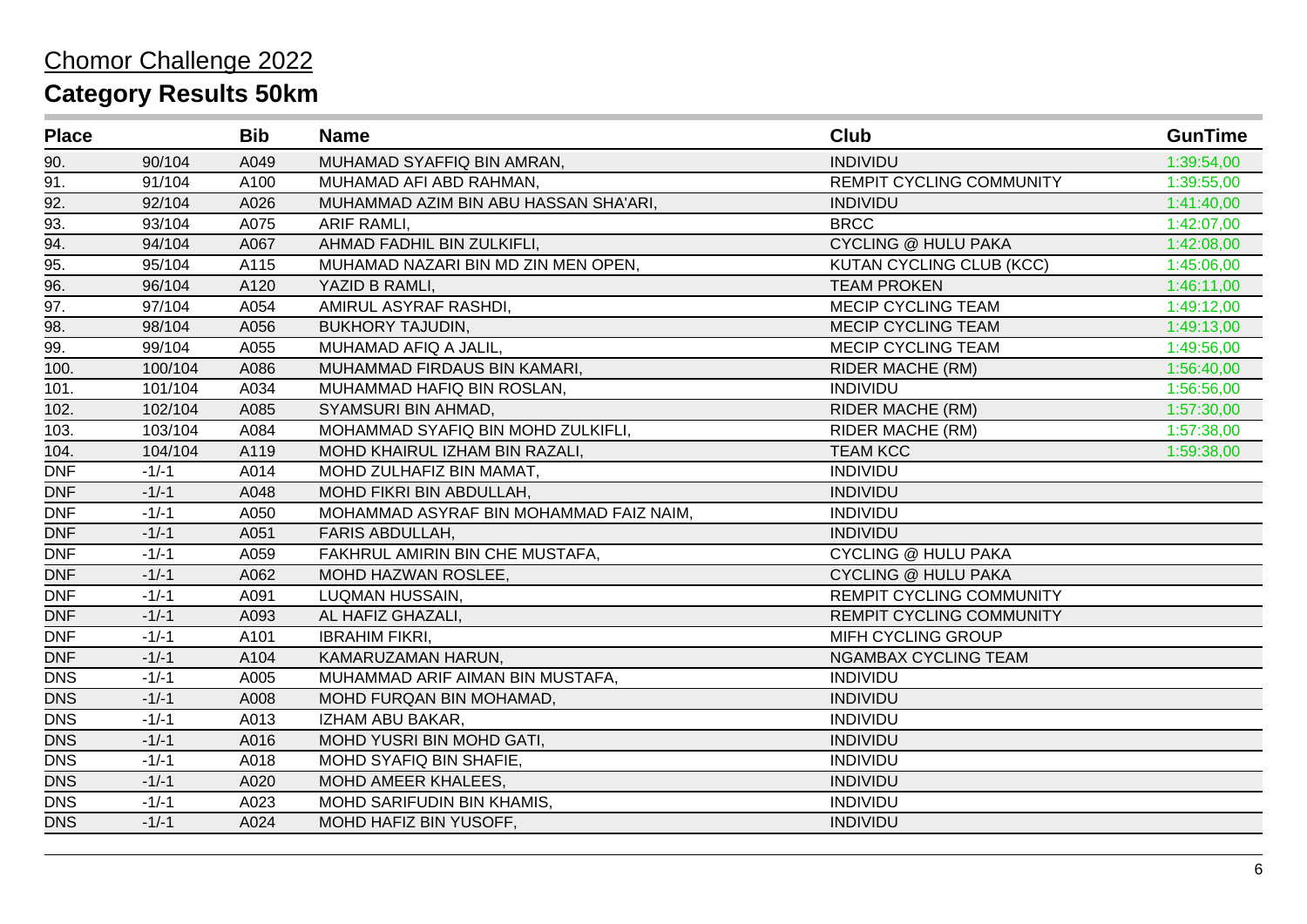# Chomor Challenge 2022

## Category Results 50km

| Place | | Bib | Name | Club | GunTime |
|---|---|---|---|---|---|
| 90. | 90/104 | A049 | MUHAMAD SYAFFIQ BIN AMRAN, | INDIVIDU | 1:39:54,00 |
| 91. | 91/104 | A100 | MUHAMAD AFI ABD RAHMAN, | REMPIT CYCLING COMMUNITY | 1:39:55,00 |
| 92. | 92/104 | A026 | MUHAMMAD AZIM BIN ABU HASSAN SHA'ARI, | INDIVIDU | 1:41:40,00 |
| 93. | 93/104 | A075 | ARIF RAMLI, | BRCC | 1:42:07,00 |
| 94. | 94/104 | A067 | AHMAD FADHIL BIN ZULKIFLI, | CYCLING @ HULU PAKA | 1:42:08,00 |
| 95. | 95/104 | A115 | MUHAMAD NAZARI BIN MD ZIN MEN OPEN, | KUTAN CYCLING CLUB (KCC) | 1:45:06,00 |
| 96. | 96/104 | A120 | YAZID B RAMLI, | TEAM PROKEN | 1:46:11,00 |
| 97. | 97/104 | A054 | AMIRUL ASYRAF RASHDI, | MECIP CYCLING TEAM | 1:49:12,00 |
| 98. | 98/104 | A056 | BUKHORY TAJUDIN, | MECIP CYCLING TEAM | 1:49:13,00 |
| 99. | 99/104 | A055 | MUHAMAD AFIQ A JALIL, | MECIP CYCLING TEAM | 1:49:56,00 |
| 100. | 100/104 | A086 | MUHAMMAD FIRDAUS BIN KAMARI, | RIDER MACHE (RM) | 1:56:40,00 |
| 101. | 101/104 | A034 | MUHAMMAD HAFIQ BIN ROSLAN, | INDIVIDU | 1:56:56,00 |
| 102. | 102/104 | A085 | SYAMSURI BIN AHMAD, | RIDER MACHE (RM) | 1:57:30,00 |
| 103. | 103/104 | A084 | MOHAMMAD SYAFIQ BIN MOHD ZULKIFLI, | RIDER MACHE (RM) | 1:57:38,00 |
| 104. | 104/104 | A119 | MOHD KHAIRUL IZHAM BIN RAZALI, | TEAM KCC | 1:59:38,00 |
| DNF | -1/-1 | A014 | MOHD ZULHAFIZ BIN MAMAT, | INDIVIDU | |
| DNF | -1/-1 | A048 | MOHD FIKRI BIN ABDULLAH, | INDIVIDU | |
| DNF | -1/-1 | A050 | MOHAMMAD ASYRAF BIN MOHAMMAD FAIZ NAIM, | INDIVIDU | |
| DNF | -1/-1 | A051 | FARIS ABDULLAH, | INDIVIDU | |
| DNF | -1/-1 | A059 | FAKHRUL AMIRIN BIN CHE MUSTAFA, | CYCLING @ HULU PAKA | |
| DNF | -1/-1 | A062 | MOHD HAZWAN ROSLEE, | CYCLING @ HULU PAKA | |
| DNF | -1/-1 | A091 | LUQMAN HUSSAIN, | REMPIT CYCLING COMMUNITY | |
| DNF | -1/-1 | A093 | AL HAFIZ GHAZALI, | REMPIT CYCLING COMMUNITY | |
| DNF | -1/-1 | A101 | IBRAHIM FIKRI, | MIFH CYCLING GROUP | |
| DNF | -1/-1 | A104 | KAMARUZAMAN HARUN, | NGAMBAX CYCLING TEAM | |
| DNS | -1/-1 | A005 | MUHAMMAD ARIF AIMAN BIN MUSTAFA, | INDIVIDU | |
| DNS | -1/-1 | A008 | MOHD FURQAN BIN MOHAMAD, | INDIVIDU | |
| DNS | -1/-1 | A013 | IZHAM ABU BAKAR, | INDIVIDU | |
| DNS | -1/-1 | A016 | MOHD YUSRI BIN MOHD GATI, | INDIVIDU | |
| DNS | -1/-1 | A018 | MOHD SYAFIQ BIN SHAFIE, | INDIVIDU | |
| DNS | -1/-1 | A020 | MOHD AMEER KHALEES, | INDIVIDU | |
| DNS | -1/-1 | A023 | MOHD SARIFUDIN BIN KHAMIS, | INDIVIDU | |
| DNS | -1/-1 | A024 | MOHD HAFIZ BIN YUSOFF, | INDIVIDU | |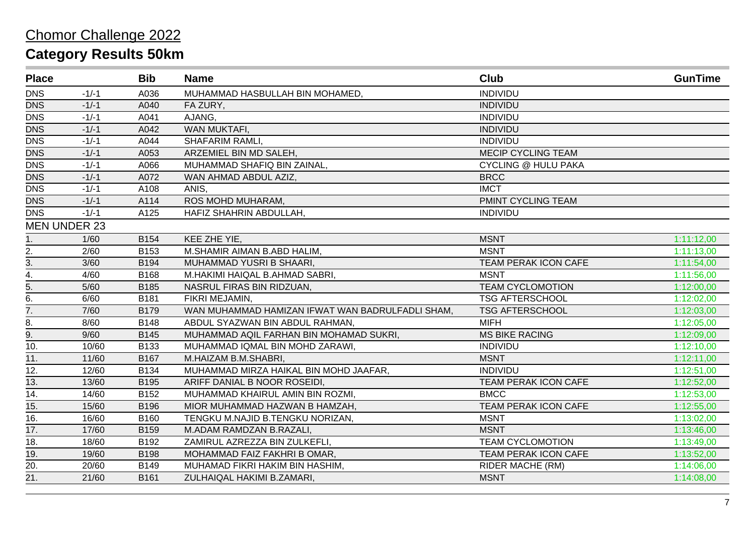# Chomor Challenge 2022

## Category Results 50km

| Place | | Bib | Name | Club | GunTime |
|---|---|---|---|---|---|
| DNS | -1/-1 | A036 | MUHAMMAD HASBULLAH BIN MOHAMED, | INDIVIDU | |
| DNS | -1/-1 | A040 | FA ZURY, | INDIVIDU | |
| DNS | -1/-1 | A041 | AJANG, | INDIVIDU | |
| DNS | -1/-1 | A042 | WAN MUKTAFI, | INDIVIDU | |
| DNS | -1/-1 | A044 | SHAFARIM RAMLI, | INDIVIDU | |
| DNS | -1/-1 | A053 | ARZEMIEL BIN MD SALEH, | MECIP CYCLING TEAM | |
| DNS | -1/-1 | A066 | MUHAMMAD SHAFIQ BIN ZAINAL, | CYCLING @ HULU PAKA | |
| DNS | -1/-1 | A072 | WAN AHMAD ABDUL AZIZ, | BRCC | |
| DNS | -1/-1 | A108 | ANIS, | IMCT | |
| DNS | -1/-1 | A114 | ROS MOHD MUHARAM, | PMINT CYCLING TEAM | |
| DNS | -1/-1 | A125 | HAFIZ SHAHRIN ABDULLAH, | INDIVIDU | |
| MEN UNDER 23 | | | | | |
| 1. | 1/60 | B154 | KEE ZHE YIE, | MSNT | 1:11:12,00 |
| 2. | 2/60 | B153 | M.SHAMIR AIMAN B.ABD HALIM, | MSNT | 1:11:13,00 |
| 3. | 3/60 | B194 | MUHAMMAD YUSRI B SHAARI, | TEAM PERAK ICON CAFE | 1:11:54,00 |
| 4. | 4/60 | B168 | M.HAKIMI HAIQAL B.AHMAD SABRI, | MSNT | 1:11:56,00 |
| 5. | 5/60 | B185 | NASRUL FIRAS BIN RIDZUAN, | TEAM CYCLOMOTION | 1:12:00,00 |
| 6. | 6/60 | B181 | FIKRI MEJAMIN, | TSG AFTERSCHOOL | 1:12:02,00 |
| 7. | 7/60 | B179 | WAN MUHAMMAD HAMIZAN IFWAT WAN BADRULFADLI SHAM, | TSG AFTERSCHOOL | 1:12:03,00 |
| 8. | 8/60 | B148 | ABDUL SYAZWAN BIN ABDUL RAHMAN, | MIFH | 1:12:05,00 |
| 9. | 9/60 | B145 | MUHAMMAD AQIL FARHAN BIN MOHAMAD SUKRI, | MS BIKE RACING | 1:12:09,00 |
| 10. | 10/60 | B133 | MUHAMMAD IQMAL BIN MOHD ZARAWI, | INDIVIDU | 1:12:10,00 |
| 11. | 11/60 | B167 | M.HAIZAM B.M.SHABRI, | MSNT | 1:12:11,00 |
| 12. | 12/60 | B134 | MUHAMMAD MIRZA HAIKAL BIN MOHD JAAFAR, | INDIVIDU | 1:12:51,00 |
| 13. | 13/60 | B195 | ARIFF DANIAL B NOOR ROSEIDI, | TEAM PERAK ICON CAFE | 1:12:52,00 |
| 14. | 14/60 | B152 | MUHAMMAD KHAIRUL AMIN BIN ROZMI, | BMCC | 1:12:53,00 |
| 15. | 15/60 | B196 | MIOR MUHAMMAD HAZWAN B HAMZAH, | TEAM PERAK ICON CAFE | 1:12:55,00 |
| 16. | 16/60 | B160 | TENGKU M.NAJID B.TENGKU NORIZAN, | MSNT | 1:13:02,00 |
| 17. | 17/60 | B159 | M.ADAM RAMDZAN B.RAZALI, | MSNT | 1:13:46,00 |
| 18. | 18/60 | B192 | ZAMIRUL AZREZZA BIN ZULKEFLI, | TEAM CYCLOMOTION | 1:13:49,00 |
| 19. | 19/60 | B198 | MOHAMMAD FAIZ FAKHRI B OMAR, | TEAM PERAK ICON CAFE | 1:13:52,00 |
| 20. | 20/60 | B149 | MUHAMAD FIKRI HAKIM BIN HASHIM, | RIDER MACHE (RM) | 1:14:06,00 |
| 21. | 21/60 | B161 | ZULHAIQAL HAKIMI B.ZAMARI, | MSNT | 1:14:08,00 |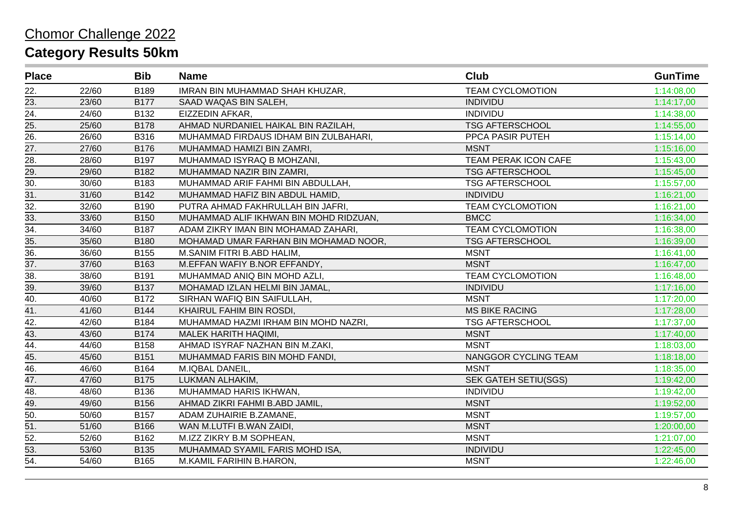# Chomor Challenge 2022

## Category Results 50km

| Place | | Bib | Name | Club | GunTime |
|---|---|---|---|---|---|
| 22. | 22/60 | B189 | IMRAN BIN MUHAMMAD SHAH KHUZAR, | TEAM CYCLOMOTION | 1:14:08,00 |
| 23. | 23/60 | B177 | SAAD WAQAS BIN SALEH, | INDIVIDU | 1:14:17,00 |
| 24. | 24/60 | B132 | EIZZEDIN AFKAR, | INDIVIDU | 1:14:38,00 |
| 25. | 25/60 | B178 | AHMAD NURDANIEL HAIKAL BIN RAZILAH, | TSG AFTERSCHOOL | 1:14:55,00 |
| 26. | 26/60 | B316 | MUHAMMAD FIRDAUS IDHAM BIN ZULBAHARI, | PPCA PASIR PUTEH | 1:15:14,00 |
| 27. | 27/60 | B176 | MUHAMMAD HAMIZI BIN ZAMRI, | MSNT | 1:15:16,00 |
| 28. | 28/60 | B197 | MUHAMMAD ISYRAQ B MOHZANI, | TEAM PERAK ICON CAFE | 1:15:43,00 |
| 29. | 29/60 | B182 | MUHAMMAD NAZIR BIN ZAMRI, | TSG AFTERSCHOOL | 1:15:45,00 |
| 30. | 30/60 | B183 | MUHAMMAD ARIF FAHMI BIN ABDULLAH, | TSG AFTERSCHOOL | 1:15:57,00 |
| 31. | 31/60 | B142 | MUHAMMAD HAFIZ BIN ABDUL HAMID, | INDIVIDU | 1:16:21,00 |
| 32. | 32/60 | B190 | PUTRA AHMAD FAKHRULLAH BIN JAFRI, | TEAM CYCLOMOTION | 1:16:21,00 |
| 33. | 33/60 | B150 | MUHAMMAD ALIF IKHWAN BIN MOHD RIDZUAN, | BMCC | 1:16:34,00 |
| 34. | 34/60 | B187 | ADAM ZIKRY IMAN BIN MOHAMAD ZAHARI, | TEAM CYCLOMOTION | 1:16:38,00 |
| 35. | 35/60 | B180 | MOHAMAD UMAR FARHAN BIN MOHAMAD NOOR, | TSG AFTERSCHOOL | 1:16:39,00 |
| 36. | 36/60 | B155 | M.SANIM FITRI B.ABD HALIM, | MSNT | 1:16:41,00 |
| 37. | 37/60 | B163 | M.EFFAN WAFIY B.NOR EFFANDY, | MSNT | 1:16:47,00 |
| 38. | 38/60 | B191 | MUHAMMAD ANIQ BIN MOHD AZLI, | TEAM CYCLOMOTION | 1:16:48,00 |
| 39. | 39/60 | B137 | MOHAMAD IZLAN HELMI BIN JAMAL, | INDIVIDU | 1:17:16,00 |
| 40. | 40/60 | B172 | SIRHAN WAFIQ BIN SAIFULLAH, | MSNT | 1:17:20,00 |
| 41. | 41/60 | B144 | KHAIRUL FAHIM BIN ROSDI, | MS BIKE RACING | 1:17:28,00 |
| 42. | 42/60 | B184 | MUHAMMAD HAZMI IRHAM BIN MOHD NAZRI, | TSG AFTERSCHOOL | 1:17:37,00 |
| 43. | 43/60 | B174 | MALEK HARITH HAQIMI, | MSNT | 1:17:40,00 |
| 44. | 44/60 | B158 | AHMAD ISYRAF NAZHAN BIN M.ZAKI, | MSNT | 1:18:03,00 |
| 45. | 45/60 | B151 | MUHAMMAD FARIS BIN MOHD FANDI, | NANGGOR CYCLING TEAM | 1:18:18,00 |
| 46. | 46/60 | B164 | M.IQBAL DANEIL, | MSNT | 1:18:35,00 |
| 47. | 47/60 | B175 | LUKMAN ALHAKIM, | SEK GATEH SETIU(SGS) | 1:19:42,00 |
| 48. | 48/60 | B136 | MUHAMMAD HARIS IKHWAN, | INDIVIDU | 1:19:42,00 |
| 49. | 49/60 | B156 | AHMAD ZIKRI FAHMI B.ABD JAMIL, | MSNT | 1:19:52,00 |
| 50. | 50/60 | B157 | ADAM ZUHAIRIE B.ZAMANE, | MSNT | 1:19:57,00 |
| 51. | 51/60 | B166 | WAN M.LUTFI B.WAN ZAIDI, | MSNT | 1:20:00,00 |
| 52. | 52/60 | B162 | M.IZZ ZIKRY B.M SOPHEAN, | MSNT | 1:21:07,00 |
| 53. | 53/60 | B135 | MUHAMMAD SYAMIL FARIS MOHD ISA, | INDIVIDU | 1:22:45,00 |
| 54. | 54/60 | B165 | M.KAMIL FARIHIN B.HARON, | MSNT | 1:22:46,00 |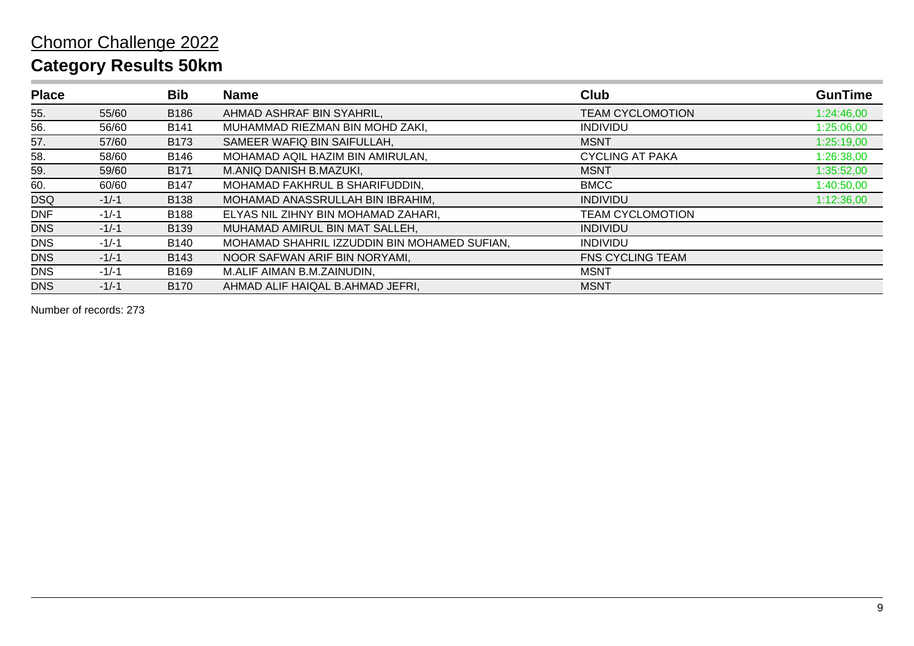# Chomor Challenge 2022

## Category Results 50km

| Place | | Bib | Name | Club | GunTime |
|---|---|---|---|---|---|
| 55. | 55/60 | B186 | AHMAD ASHRAF BIN SYAHRIL, | TEAM CYCLOMOTION | 1:24:46,00 |
| 56. | 56/60 | B141 | MUHAMMAD RIEZMAN BIN MOHD ZAKI, | INDIVIDU | 1:25:06,00 |
| 57. | 57/60 | B173 | SAMEER WAFIQ BIN SAIFULLAH, | MSNT | 1:25:19,00 |
| 58. | 58/60 | B146 | MOHAMAD AQIL HAZIM BIN AMIRULAN, | CYCLING AT PAKA | 1:26:38,00 |
| 59. | 59/60 | B171 | M.ANIQ DANISH B.MAZUKI, | MSNT | 1:35:52,00 |
| 60. | 60/60 | B147 | MOHAMAD FAKHRUL B SHARIFUDDIN, | BMCC | 1:40:50,00 |
| DSQ | -1/-1 | B138 | MOHAMAD ANASSRULLAH BIN IBRAHIM, | INDIVIDU | 1:12:36,00 |
| DNF | -1/-1 | B188 | ELYAS NIL ZIHNY BIN MOHAMAD ZAHARI, | TEAM CYCLOMOTION | |
| DNS | -1/-1 | B139 | MUHAMAD AMIRUL BIN MAT SALLEH, | INDIVIDU | |
| DNS | -1/-1 | B140 | MOHAMAD SHAHRIL IZZUDDIN BIN MOHAMED SUFIAN, | INDIVIDU | |
| DNS | -1/-1 | B143 | NOOR SAFWAN ARIF BIN NORYAMI, | FNS CYCLING TEAM | |
| DNS | -1/-1 | B169 | M.ALIF AIMAN B.M.ZAINUDIN, | MSNT | |
| DNS | -1/-1 | B170 | AHMAD ALIF HAIQAL B.AHMAD JEFRI, | MSNT | |

Number of records: 273